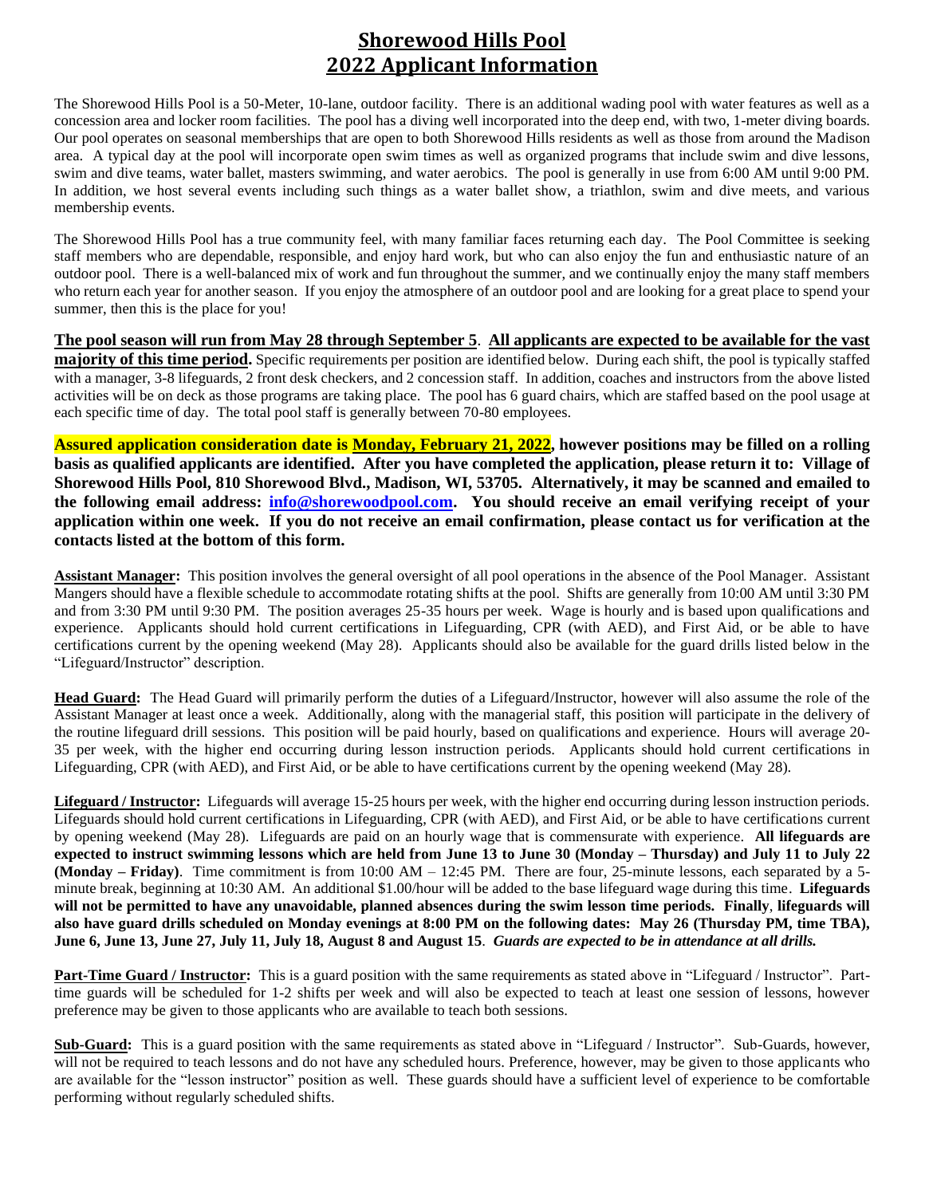# Shorewood Hills Pool
# 2022 Applicant Information

The Shorewood Hills Pool is a 50-Meter, 10-lane, outdoor facility. There is an additional wading pool with water features as well as a concession area and locker room facilities. The pool has a diving well incorporated into the deep end, with two, 1-meter diving boards. Our pool operates on seasonal memberships that are open to both Shorewood Hills residents as well as those from around the Madison area. A typical day at the pool will incorporate open swim times as well as organized programs that include swim and dive lessons, swim and dive teams, water ballet, masters swimming, and water aerobics. The pool is generally in use from 6:00 AM until 9:00 PM. In addition, we host several events including such things as a water ballet show, a triathlon, swim and dive meets, and various membership events.

The Shorewood Hills Pool has a true community feel, with many familiar faces returning each day. The Pool Committee is seeking staff members who are dependable, responsible, and enjoy hard work, but who can also enjoy the fun and enthusiastic nature of an outdoor pool. There is a well-balanced mix of work and fun throughout the summer, and we continually enjoy the many staff members who return each year for another season. If you enjoy the atmosphere of an outdoor pool and are looking for a great place to spend your summer, then this is the place for you!

**The pool season will run from May 28 through September 5**. **All applicants are expected to be available for the vast majority of this time period.** Specific requirements per position are identified below. During each shift, the pool is typically staffed with a manager, 3-8 lifeguards, 2 front desk checkers, and 2 concession staff. In addition, coaches and instructors from the above listed activities will be on deck as those programs are taking place. The pool has 6 guard chairs, which are staffed based on the pool usage at each specific time of day. The total pool staff is generally between 70-80 employees.

**Assured application consideration date is Monday, February 21, 2022, however positions may be filled on a rolling basis as qualified applicants are identified. After you have completed the application, please return it to: Village of Shorewood Hills Pool, 810 Shorewood Blvd., Madison, WI, 53705. Alternatively, it may be scanned and emailed to the following email address: info@shorewoodpool.com. You should receive an email verifying receipt of your application within one week. If you do not receive an email confirmation, please contact us for verification at the contacts listed at the bottom of this form.**

**Assistant Manager:** This position involves the general oversight of all pool operations in the absence of the Pool Manager. Assistant Mangers should have a flexible schedule to accommodate rotating shifts at the pool. Shifts are generally from 10:00 AM until 3:30 PM and from 3:30 PM until 9:30 PM. The position averages 25-35 hours per week. Wage is hourly and is based upon qualifications and experience. Applicants should hold current certifications in Lifeguarding, CPR (with AED), and First Aid, or be able to have certifications current by the opening weekend (May 28). Applicants should also be available for the guard drills listed below in the "Lifeguard/Instructor" description.

**Head Guard:** The Head Guard will primarily perform the duties of a Lifeguard/Instructor, however will also assume the role of the Assistant Manager at least once a week. Additionally, along with the managerial staff, this position will participate in the delivery of the routine lifeguard drill sessions. This position will be paid hourly, based on qualifications and experience. Hours will average 20-35 per week, with the higher end occurring during lesson instruction periods. Applicants should hold current certifications in Lifeguarding, CPR (with AED), and First Aid, or be able to have certifications current by the opening weekend (May 28).

**Lifeguard / Instructor:** Lifeguards will average 15-25 hours per week, with the higher end occurring during lesson instruction periods. Lifeguards should hold current certifications in Lifeguarding, CPR (with AED), and First Aid, or be able to have certifications current by opening weekend (May 28). Lifeguards are paid on an hourly wage that is commensurate with experience. **All lifeguards are expected to instruct swimming lessons which are held from June 13 to June 30 (Monday – Thursday) and July 11 to July 22 (Monday – Friday)**. Time commitment is from 10:00 AM – 12:45 PM. There are four, 25-minute lessons, each separated by a 5-minute break, beginning at 10:30 AM. An additional $1.00/hour will be added to the base lifeguard wage during this time. **Lifeguards will not be permitted to have any unavoidable, planned absences during the swim lesson time periods. Finally, lifeguards will also have guard drills scheduled on Monday evenings at 8:00 PM on the following dates: May 26 (Thursday PM, time TBA), June 6, June 13, June 27, July 11, July 18, August 8 and August 15**. ***Guards are expected to be in attendance at all drills.***

**Part-Time Guard / Instructor:** This is a guard position with the same requirements as stated above in "Lifeguard / Instructor". Part-time guards will be scheduled for 1-2 shifts per week and will also be expected to teach at least one session of lessons, however preference may be given to those applicants who are available to teach both sessions.

**Sub-Guard:** This is a guard position with the same requirements as stated above in "Lifeguard / Instructor". Sub-Guards, however, will not be required to teach lessons and do not have any scheduled hours. Preference, however, may be given to those applicants who are available for the "lesson instructor" position as well. These guards should have a sufficient level of experience to be comfortable performing without regularly scheduled shifts.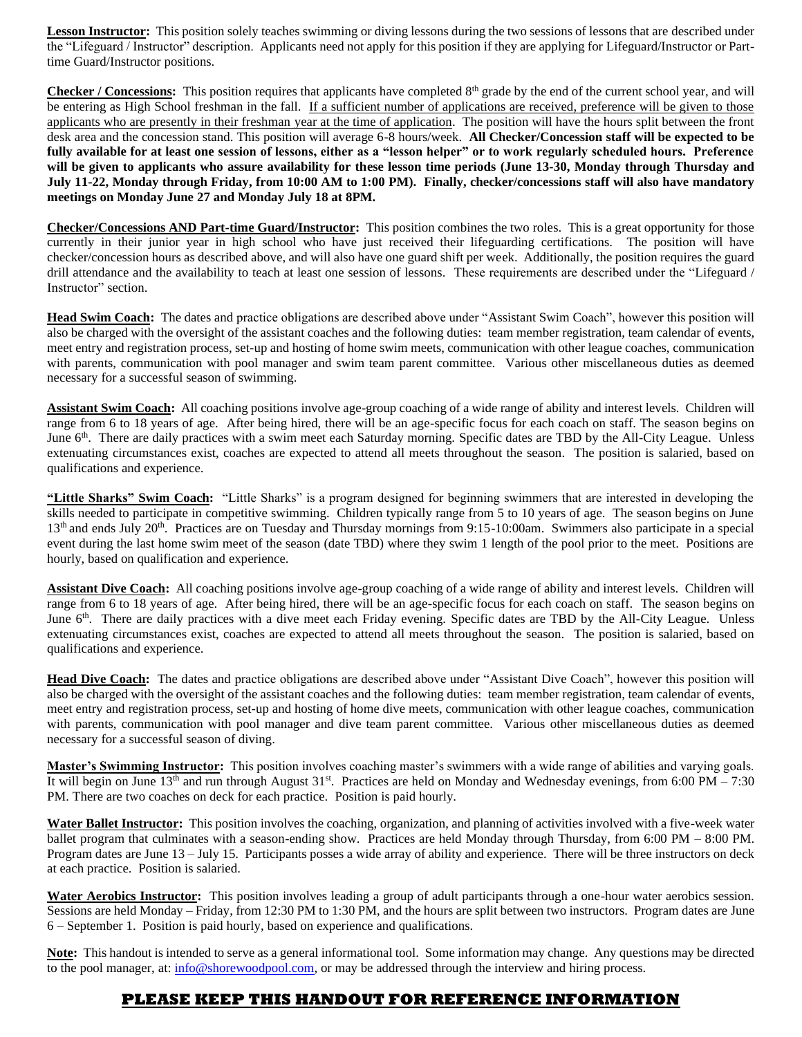**Lesson Instructor:** This position solely teaches swimming or diving lessons during the two sessions of lessons that are described under the "Lifeguard / Instructor" description. Applicants need not apply for this position if they are applying for Lifeguard/Instructor or Part-time Guard/Instructor positions.

**Checker / Concessions:** This position requires that applicants have completed 8th grade by the end of the current school year, and will be entering as High School freshman in the fall. If a sufficient number of applications are received, preference will be given to those applicants who are presently in their freshman year at the time of application. The position will have the hours split between the front desk area and the concession stand. This position will average 6-8 hours/week. **All Checker/Concession staff will be expected to be fully available for at least one session of lessons, either as a "lesson helper" or to work regularly scheduled hours. Preference will be given to applicants who assure availability for these lesson time periods (June 13-30, Monday through Thursday and July 11-22, Monday through Friday, from 10:00 AM to 1:00 PM). Finally, checker/concessions staff will also have mandatory meetings on Monday June 27 and Monday July 18 at 8PM.**

**Checker/Concessions AND Part-time Guard/Instructor:** This position combines the two roles. This is a great opportunity for those currently in their junior year in high school who have just received their lifeguarding certifications. The position will have checker/concession hours as described above, and will also have one guard shift per week. Additionally, the position requires the guard drill attendance and the availability to teach at least one session of lessons. These requirements are described under the "Lifeguard / Instructor" section.

**Head Swim Coach:** The dates and practice obligations are described above under "Assistant Swim Coach", however this position will also be charged with the oversight of the assistant coaches and the following duties: team member registration, team calendar of events, meet entry and registration process, set-up and hosting of home swim meets, communication with other league coaches, communication with parents, communication with pool manager and swim team parent committee. Various other miscellaneous duties as deemed necessary for a successful season of swimming.

**Assistant Swim Coach:** All coaching positions involve age-group coaching of a wide range of ability and interest levels. Children will range from 6 to 18 years of age. After being hired, there will be an age-specific focus for each coach on staff. The season begins on June 6th. There are daily practices with a swim meet each Saturday morning. Specific dates are TBD by the All-City League. Unless extenuating circumstances exist, coaches are expected to attend all meets throughout the season. The position is salaried, based on qualifications and experience.

**"Little Sharks" Swim Coach:** "Little Sharks" is a program designed for beginning swimmers that are interested in developing the skills needed to participate in competitive swimming. Children typically range from 5 to 10 years of age. The season begins on June 13th and ends July 20th. Practices are on Tuesday and Thursday mornings from 9:15-10:00am. Swimmers also participate in a special event during the last home swim meet of the season (date TBD) where they swim 1 length of the pool prior to the meet. Positions are hourly, based on qualification and experience.

**Assistant Dive Coach:** All coaching positions involve age-group coaching of a wide range of ability and interest levels. Children will range from 6 to 18 years of age. After being hired, there will be an age-specific focus for each coach on staff. The season begins on June 6th. There are daily practices with a dive meet each Friday evening. Specific dates are TBD by the All-City League. Unless extenuating circumstances exist, coaches are expected to attend all meets throughout the season. The position is salaried, based on qualifications and experience.

**Head Dive Coach:** The dates and practice obligations are described above under "Assistant Dive Coach", however this position will also be charged with the oversight of the assistant coaches and the following duties: team member registration, team calendar of events, meet entry and registration process, set-up and hosting of home dive meets, communication with other league coaches, communication with parents, communication with pool manager and dive team parent committee. Various other miscellaneous duties as deemed necessary for a successful season of diving.

**Master's Swimming Instructor:** This position involves coaching master's swimmers with a wide range of abilities and varying goals. It will begin on June 13th and run through August 31st. Practices are held on Monday and Wednesday evenings, from 6:00 PM – 7:30 PM. There are two coaches on deck for each practice. Position is paid hourly.

**Water Ballet Instructor:** This position involves the coaching, organization, and planning of activities involved with a five-week water ballet program that culminates with a season-ending show. Practices are held Monday through Thursday, from 6:00 PM – 8:00 PM. Program dates are June 13 – July 15. Participants posses a wide array of ability and experience. There will be three instructors on deck at each practice. Position is salaried.

**Water Aerobics Instructor:** This position involves leading a group of adult participants through a one-hour water aerobics session. Sessions are held Monday – Friday, from 12:30 PM to 1:30 PM, and the hours are split between two instructors. Program dates are June 6 – September 1. Position is paid hourly, based on experience and qualifications.

**Note:** This handout is intended to serve as a general informational tool. Some information may change. Any questions may be directed to the pool manager, at: info@shorewoodpool.com, or may be addressed through the interview and hiring process.

## PLEASE KEEP THIS HANDOUT FOR REFERENCE INFORMATION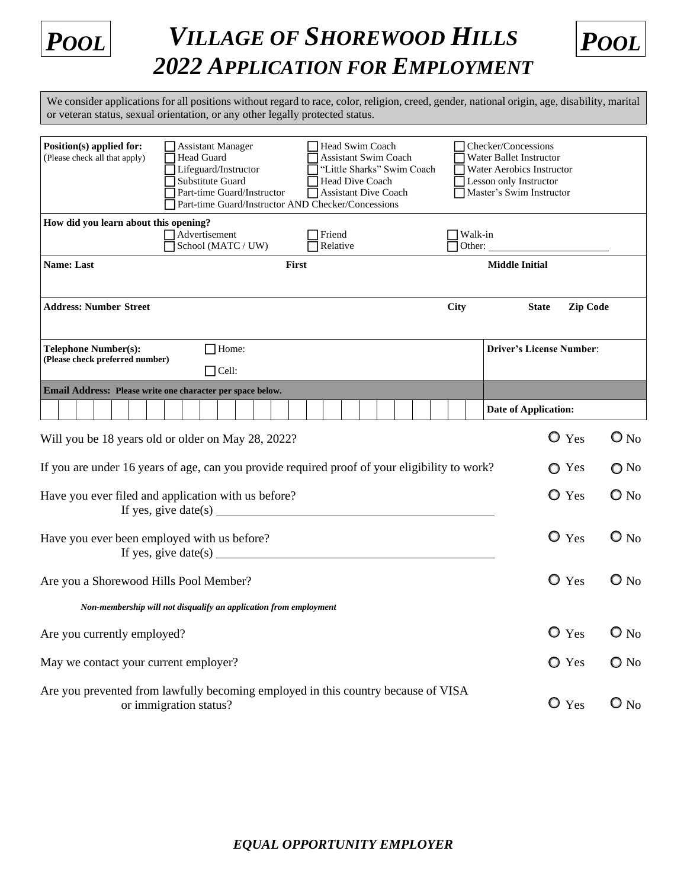# *POOL* — *VILLAGE OF SHOREWOOD HILLS 2022 APPLICATION FOR EMPLOYMENT* — *POOL*

We consider applications for all positions without regard to race, color, religion, creed, gender, national origin, age, disability, marital or veteran status, sexual orientation, or any other legally protected status.

**Position(s) applied for:** (Please check all that apply)

- ☐ Assistant Manager
- ☐ Head Guard
- ☐ Lifeguard/Instructor
- ☐ Substitute Guard
- ☐ Part-time Guard/Instructor
- ☐ Part-time Guard/Instructor AND Checker/Concessions
- ☐ Head Swim Coach
- ☐ Assistant Swim Coach
- ☐ "Little Sharks" Swim Coach
- ☐ Head Dive Coach
- ☐ Assistant Dive Coach
- ☐ Checker/Concessions
- ☐ Water Ballet Instructor
- ☐ Water Aerobics Instructor
- ☐ Lesson only Instructor
- ☐ Master's Swim Instructor

**How did you learn about this opening?**

- ☐ Advertisement
- ☐ School (MATC / UW)
- ☐ Friend
- ☐ Relative
- ☐ Walk-in
- ☐ Other: \_\_\_\_\_\_\_\_\_\_\_\_\_\_\_\_\_\_\_\_

| **Name: Last** | **First** | **Middle Initial** |
|---|---|---|
| | | |

| **Address: Number Street** | **City** | **State** | **Zip Code** |
|---|---|---|---|
| | | | |

| **Telephone Number(s):** (Please check preferred number) | ☐ Home: ☐ Cell: | **Driver's License Number**: |
|---|---|---|

| **Email Address: Please write one character per space below.** | **Date of Application:** |
|---|---|
| | |

| | | |
|---|---|---|
| Will you be 18 years old or older on May 28, 2022? | ○ Yes | ○ No |
| If you are under 16 years of age, can you provide required proof of your eligibility to work? | ○ Yes | ○ No |
| Have you ever filed and application with us before? If yes, give date(s) \_\_\_\_\_\_\_\_\_\_\_\_\_\_\_\_\_\_\_\_ | ○ Yes | ○ No |
| Have you ever been employed with us before? If yes, give date(s) \_\_\_\_\_\_\_\_\_\_\_\_\_\_\_\_\_\_\_\_ | ○ Yes | ○ No |
| Are you a Shorewood Hills Pool Member? | ○ Yes | ○ No |

*Non-membership will not disqualify an application from employment*

| | | |
|---|---|---|
| Are you currently employed? | ○ Yes | ○ No |
| May we contact your current employer? | ○ Yes | ○ No |
| Are you prevented from lawfully becoming employed in this country because of VISA or immigration status? | ○ Yes | ○ No |

***EQUAL OPPORTUNITY EMPLOYER***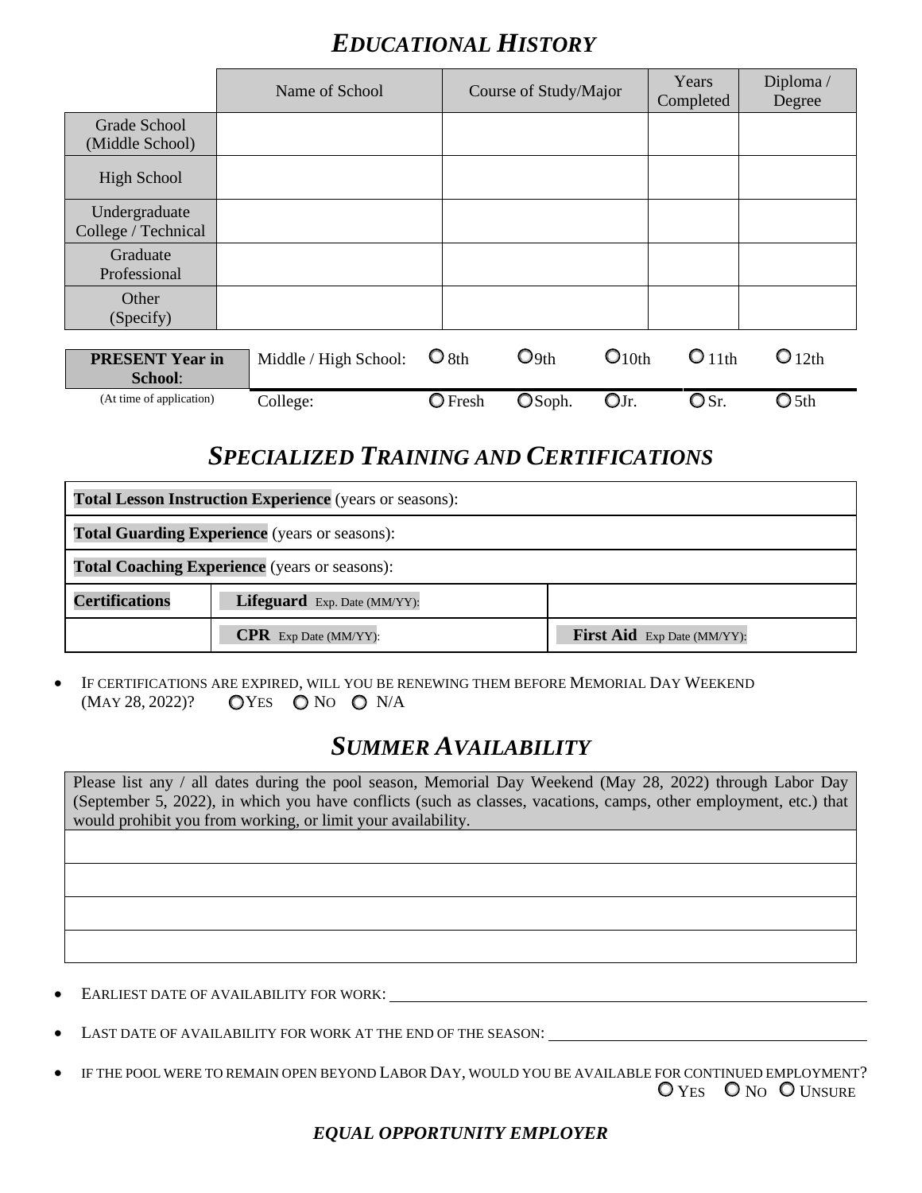# *EDUCATIONAL HISTORY*

| | Name of School | Course of Study/Major | Years Completed | Diploma / Degree |
|---|---|---|---|---|
| Grade School (Middle School) | | | | |
| High School | | | | |
| Undergraduate College / Technical | | | | |
| Graduate Professional | | | | |
| Other (Specify) | | | | |

| **PRESENT Year in School**: | Middle / High School: | ○ 8th | ○ 9th | ○ 10th | ○ 11th | ○ 12th |
|---|---|---|---|---|---|---|
| (At time of application) | College: | ○ Fresh | ○ Soph. | ○ Jr. | ○ Sr. | ○ 5th |

# *SPECIALIZED TRAINING AND CERTIFICATIONS*

| | | |
|---|---|---|
| **Total Lesson Instruction Experience** (years or seasons): | | |
| **Total Guarding Experience** (years or seasons): | | |
| **Total Coaching Experience** (years or seasons): | | |
| **Certifications** | **Lifeguard** Exp. Date (MM/YY): | |
| | **CPR** Exp Date (MM/YY): | **First Aid** Exp Date (MM/YY): |

- IF CERTIFICATIONS ARE EXPIRED, WILL YOU BE RENEWING THEM BEFORE MEMORIAL DAY WEEKEND (MAY 28, 2022)? ○ YES ○ NO ○ N/A

# *SUMMER AVAILABILITY*

| Please list any / all dates during the pool season, Memorial Day Weekend (May 28, 2022) through Labor Day (September 5, 2022), in which you have conflicts (such as classes, vacations, camps, other employment, etc.) that would prohibit you from working, or limit your availability. |
|---|
| |
| |
| |
| |

- EARLIEST DATE OF AVAILABILITY FOR WORK: ____________________
- LAST DATE OF AVAILABILITY FOR WORK AT THE END OF THE SEASON: ____________________
- IF THE POOL WERE TO REMAIN OPEN BEYOND LABOR DAY, WOULD YOU BE AVAILABLE FOR CONTINUED EMPLOYMENT? ○ YES ○ NO ○ UNSURE

***EQUAL OPPORTUNITY EMPLOYER***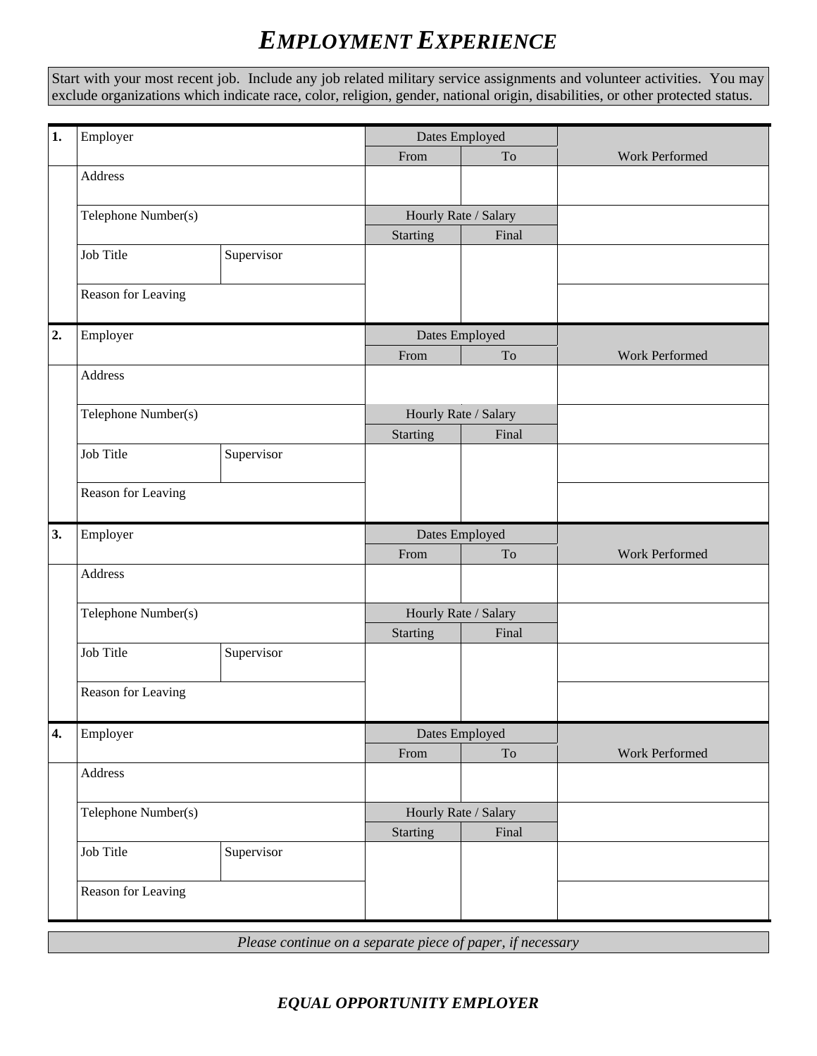# *EMPLOYMENT EXPERIENCE*

Start with your most recent job. Include any job related military service assignments and volunteer activities. You may exclude organizations which indicate race, color, religion, gender, national origin, disabilities, or other protected status.

| **1.** | Employer | | Dates Employed | | Work Performed |
|---|---|---|---|---|---|
| | | | From | To | |
| | Address | | | | |
| | Telephone Number(s) | | Hourly Rate / Salary | | |
| | | | Starting | Final | |
| | Job Title | Supervisor | | | |
| | Reason for Leaving | | | | |

| **2.** | Employer | | Dates Employed | | Work Performed |
|---|---|---|---|---|---|
| | | | From | To | |
| | Address | | | | |
| | Telephone Number(s) | | Hourly Rate / Salary | | |
| | | | Starting | Final | |
| | Job Title | Supervisor | | | |
| | Reason for Leaving | | | | |

| **3.** | Employer | | Dates Employed | | Work Performed |
|---|---|---|---|---|---|
| | | | From | To | |
| | Address | | | | |
| | Telephone Number(s) | | Hourly Rate / Salary | | |
| | | | Starting | Final | |
| | Job Title | Supervisor | | | |
| | Reason for Leaving | | | | |

| **4.** | Employer | | Dates Employed | | Work Performed |
|---|---|---|---|---|---|
| | | | From | To | |
| | Address | | | | |
| | Telephone Number(s) | | Hourly Rate / Salary | | |
| | | | Starting | Final | |
| | Job Title | Supervisor | | | |
| | Reason for Leaving | | | | |

*Please continue on a separate piece of paper, if necessary*

***EQUAL OPPORTUNITY EMPLOYER***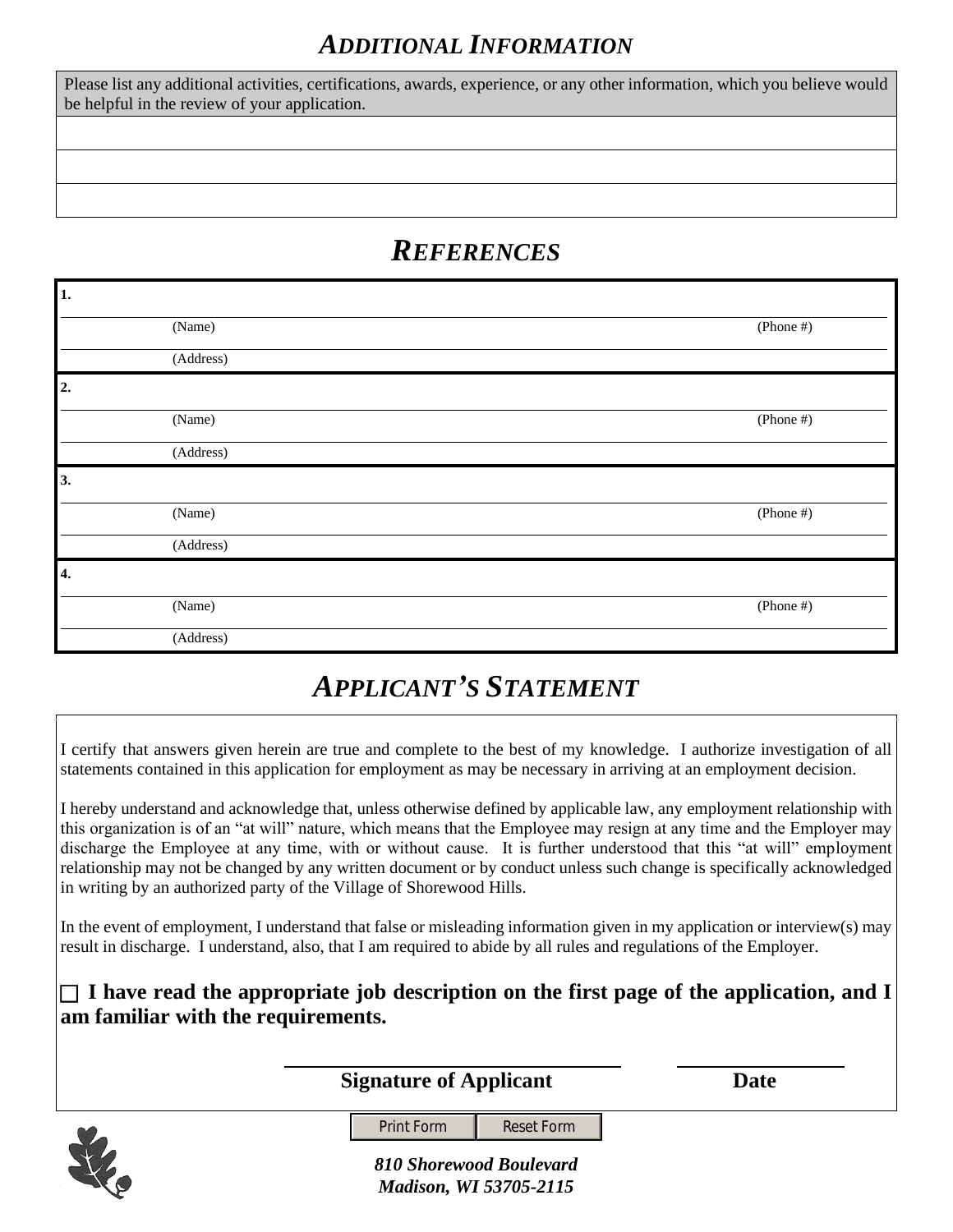## *ADDITIONAL INFORMATION*

Please list any additional activities, certifications, awards, experience, or any other information, which you believe would be helpful in the review of your application.

## *REFERENCES*

**1.**

(Name) (Phone #)

(Address)

**2.**

(Name) (Phone #)

(Address)

**3.**

(Name) (Phone #)

(Address)

**4.**

(Name) (Phone #)

(Address)

## *APPLICANT'S STATEMENT*

I certify that answers given herein are true and complete to the best of my knowledge. I authorize investigation of all statements contained in this application for employment as may be necessary in arriving at an employment decision.

I hereby understand and acknowledge that, unless otherwise defined by applicable law, any employment relationship with this organization is of an "at will" nature, which means that the Employee may resign at any time and the Employer may discharge the Employee at any time, with or without cause. It is further understood that this "at will" employment relationship may not be changed by any written document or by conduct unless such change is specifically acknowledged in writing by an authorized party of the Village of Shorewood Hills.

In the event of employment, I understand that false or misleading information given in my application or interview(s) may result in discharge. I understand, also, that I am required to abide by all rules and regulations of the Employer.

☐ **I have read the appropriate job description on the first page of the application, and I am familiar with the requirements.**

**Signature of Applicant** **Date**

Print Form Reset Form

***810 Shorewood Boulevard***
***Madison, WI 53705-2115***